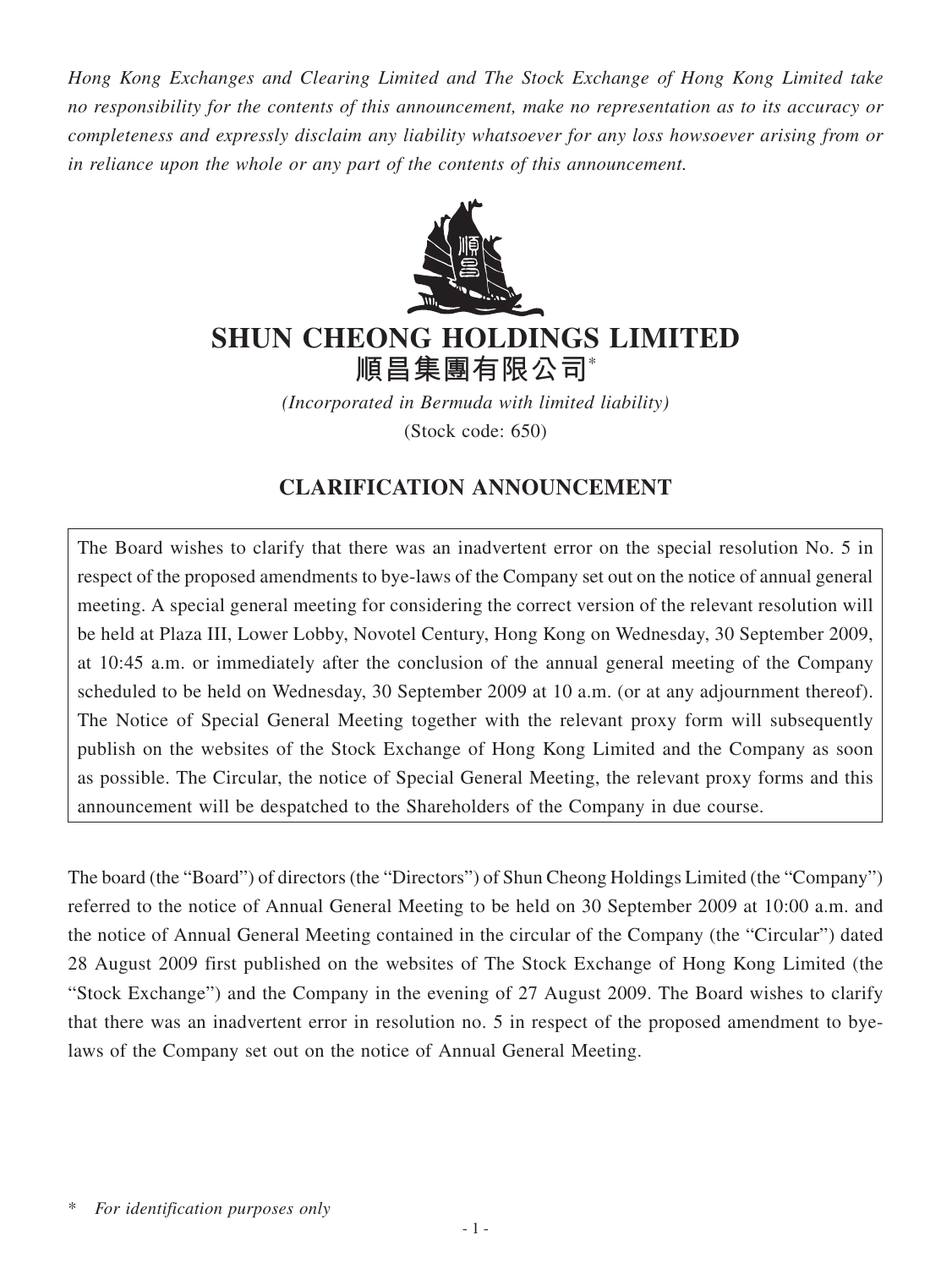*Hong Kong Exchanges and Clearing Limited and The Stock Exchange of Hong Kong Limited take no responsibility for the contents of this announcement, make no representation as to its accuracy or completeness and expressly disclaim any liability whatsoever for any loss howsoever arising from or in reliance upon the whole or any part of the contents of this announcement.*

# SHUN CHEONG HOLDINGS LIMITED
# 順昌集團有限公司*

*(Incorporated in Bermuda with limited liability)*
(Stock code: 650)

## CLARIFICATION ANNOUNCEMENT

The Board wishes to clarify that there was an inadvertent error on the special resolution No. 5 in respect of the proposed amendments to bye-laws of the Company set out on the notice of annual general meeting. A special general meeting for considering the correct version of the relevant resolution will be held at Plaza III, Lower Lobby, Novotel Century, Hong Kong on Wednesday, 30 September 2009, at 10:45 a.m. or immediately after the conclusion of the annual general meeting of the Company scheduled to be held on Wednesday, 30 September 2009 at 10 a.m. (or at any adjournment thereof). The Notice of Special General Meeting together with the relevant proxy form will subsequently publish on the websites of the Stock Exchange of Hong Kong Limited and the Company as soon as possible. The Circular, the notice of Special General Meeting, the relevant proxy forms and this announcement will be despatched to the Shareholders of the Company in due course.

The board (the "Board") of directors (the "Directors") of Shun Cheong Holdings Limited (the "Company") referred to the notice of Annual General Meeting to be held on 30 September 2009 at 10:00 a.m. and the notice of Annual General Meeting contained in the circular of the Company (the "Circular") dated 28 August 2009 first published on the websites of The Stock Exchange of Hong Kong Limited (the "Stock Exchange") and the Company in the evening of 27 August 2009. The Board wishes to clarify that there was an inadvertent error in resolution no. 5 in respect of the proposed amendment to bye-laws of the Company set out on the notice of Annual General Meeting.

\* *For identification purposes only*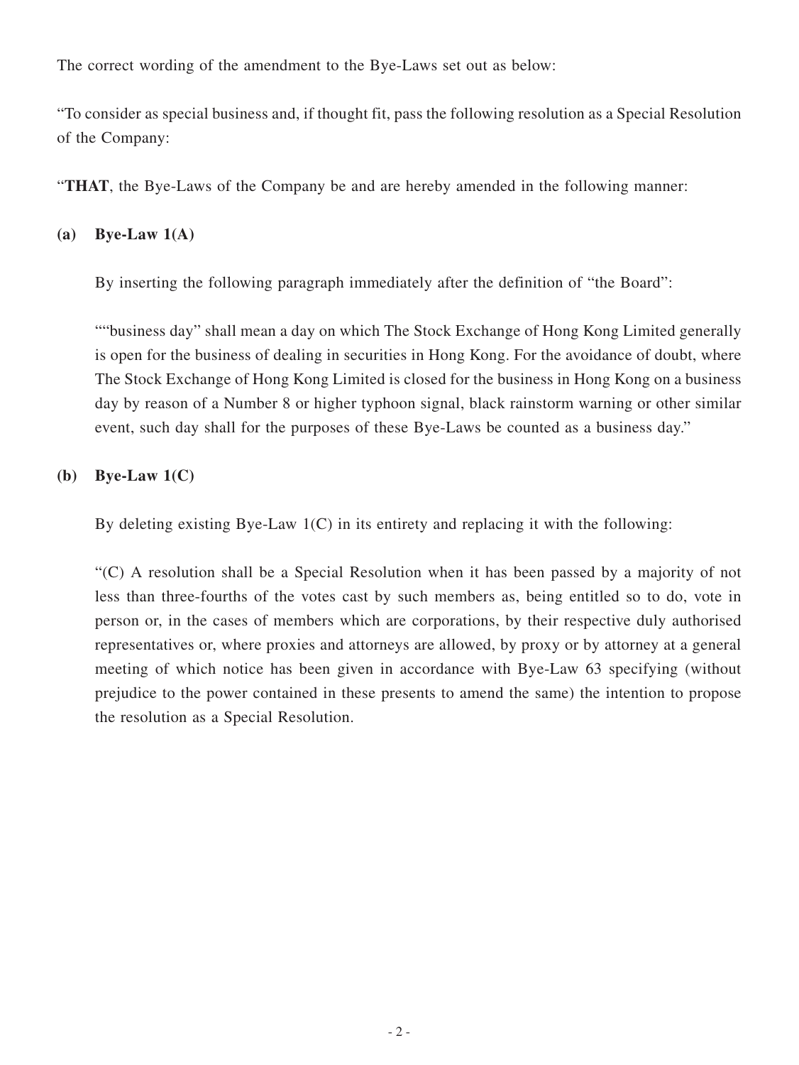The correct wording of the amendment to the Bye-Laws set out as below:

"To consider as special business and, if thought fit, pass the following resolution as a Special Resolution of the Company:

"**THAT**, the Bye-Laws of the Company be and are hereby amended in the following manner:

**(a) Bye-Law 1(A)**

By inserting the following paragraph immediately after the definition of "the Board":

""business day" shall mean a day on which The Stock Exchange of Hong Kong Limited generally is open for the business of dealing in securities in Hong Kong. For the avoidance of doubt, where The Stock Exchange of Hong Kong Limited is closed for the business in Hong Kong on a business day by reason of a Number 8 or higher typhoon signal, black rainstorm warning or other similar event, such day shall for the purposes of these Bye-Laws be counted as a business day."

**(b) Bye-Law 1(C)**

By deleting existing Bye-Law 1(C) in its entirety and replacing it with the following:

"(C) A resolution shall be a Special Resolution when it has been passed by a majority of not less than three-fourths of the votes cast by such members as, being entitled so to do, vote in person or, in the cases of members which are corporations, by their respective duly authorised representatives or, where proxies and attorneys are allowed, by proxy or by attorney at a general meeting of which notice has been given in accordance with Bye-Law 63 specifying (without prejudice to the power contained in these presents to amend the same) the intention to propose the resolution as a Special Resolution.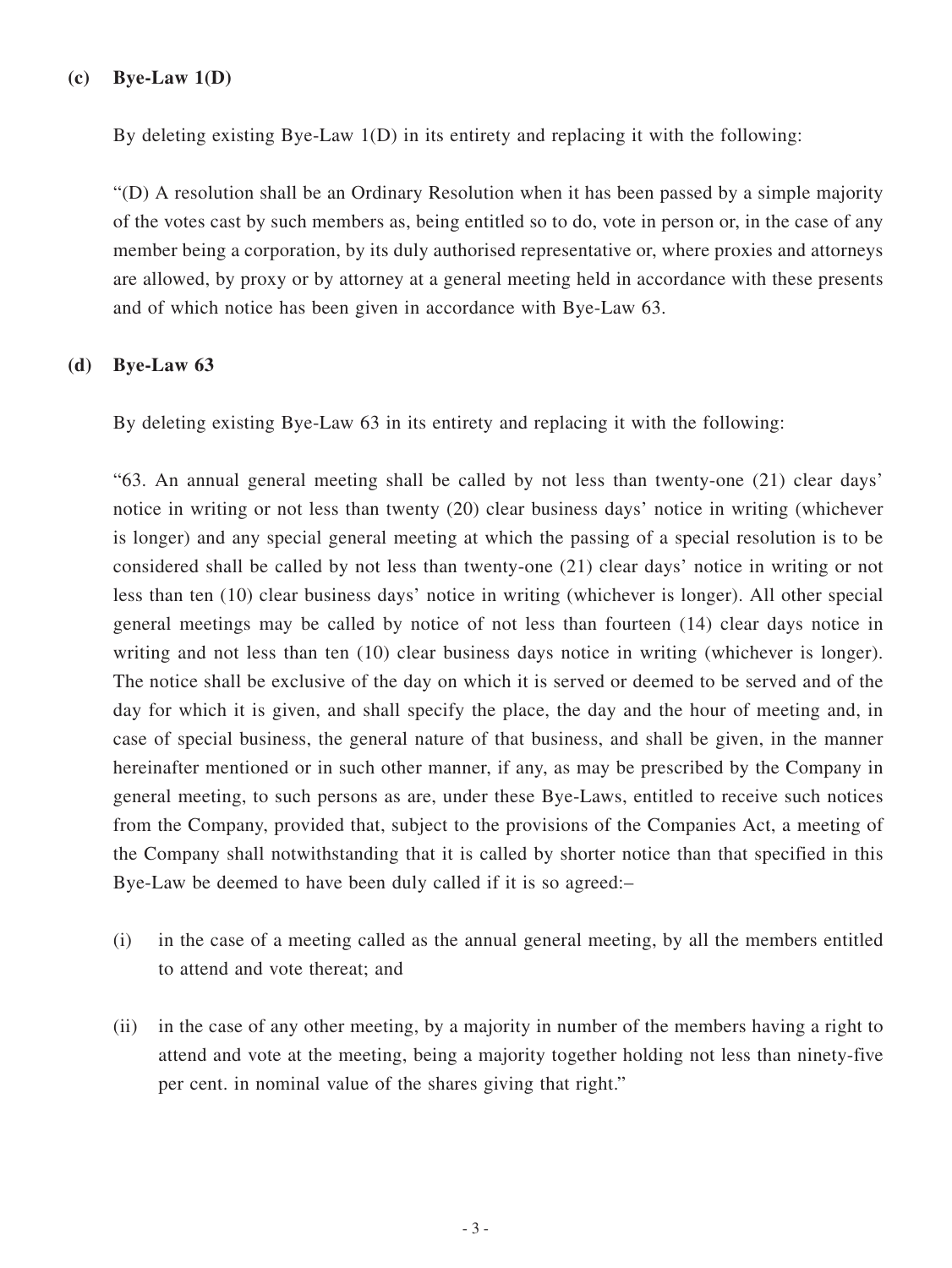**(c) Bye-Law 1(D)**

By deleting existing Bye-Law 1(D) in its entirety and replacing it with the following:

"(D) A resolution shall be an Ordinary Resolution when it has been passed by a simple majority of the votes cast by such members as, being entitled so to do, vote in person or, in the case of any member being a corporation, by its duly authorised representative or, where proxies and attorneys are allowed, by proxy or by attorney at a general meeting held in accordance with these presents and of which notice has been given in accordance with Bye-Law 63.

**(d) Bye-Law 63**

By deleting existing Bye-Law 63 in its entirety and replacing it with the following:

"63. An annual general meeting shall be called by not less than twenty-one (21) clear days' notice in writing or not less than twenty (20) clear business days' notice in writing (whichever is longer) and any special general meeting at which the passing of a special resolution is to be considered shall be called by not less than twenty-one (21) clear days' notice in writing or not less than ten (10) clear business days' notice in writing (whichever is longer). All other special general meetings may be called by notice of not less than fourteen (14) clear days notice in writing and not less than ten (10) clear business days notice in writing (whichever is longer). The notice shall be exclusive of the day on which it is served or deemed to be served and of the day for which it is given, and shall specify the place, the day and the hour of meeting and, in case of special business, the general nature of that business, and shall be given, in the manner hereinafter mentioned or in such other manner, if any, as may be prescribed by the Company in general meeting, to such persons as are, under these Bye-Laws, entitled to receive such notices from the Company, provided that, subject to the provisions of the Companies Act, a meeting of the Company shall notwithstanding that it is called by shorter notice than that specified in this Bye-Law be deemed to have been duly called if it is so agreed:–

(i) in the case of a meeting called as the annual general meeting, by all the members entitled to attend and vote thereat; and

(ii) in the case of any other meeting, by a majority in number of the members having a right to attend and vote at the meeting, being a majority together holding not less than ninety-five per cent. in nominal value of the shares giving that right."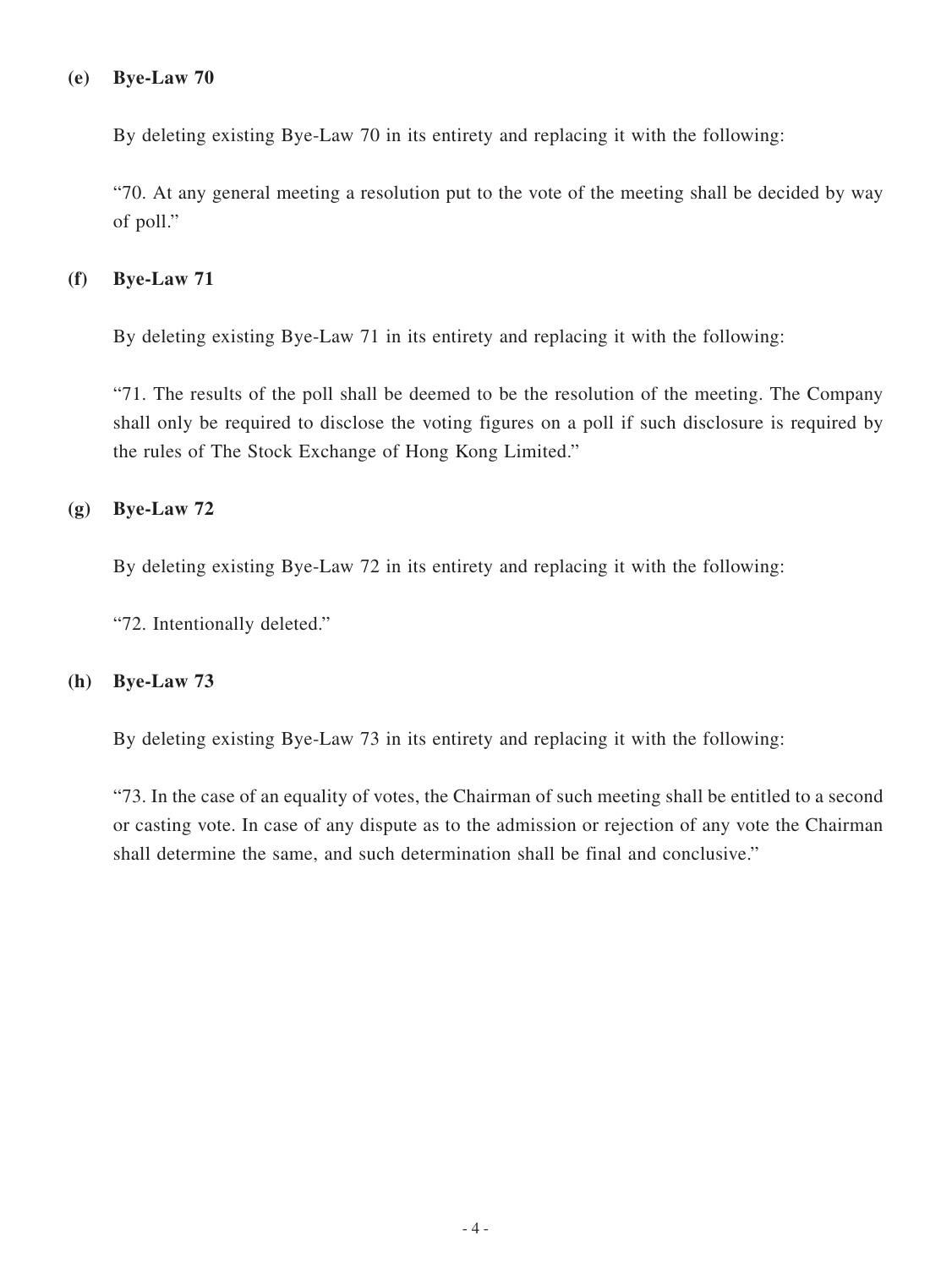**(e) Bye-Law 70**

By deleting existing Bye-Law 70 in its entirety and replacing it with the following:

"70. At any general meeting a resolution put to the vote of the meeting shall be decided by way of poll."

**(f) Bye-Law 71**

By deleting existing Bye-Law 71 in its entirety and replacing it with the following:

"71. The results of the poll shall be deemed to be the resolution of the meeting. The Company shall only be required to disclose the voting figures on a poll if such disclosure is required by the rules of The Stock Exchange of Hong Kong Limited."

**(g) Bye-Law 72**

By deleting existing Bye-Law 72 in its entirety and replacing it with the following:

"72. Intentionally deleted."

**(h) Bye-Law 73**

By deleting existing Bye-Law 73 in its entirety and replacing it with the following:

"73. In the case of an equality of votes, the Chairman of such meeting shall be entitled to a second or casting vote. In case of any dispute as to the admission or rejection of any vote the Chairman shall determine the same, and such determination shall be final and conclusive."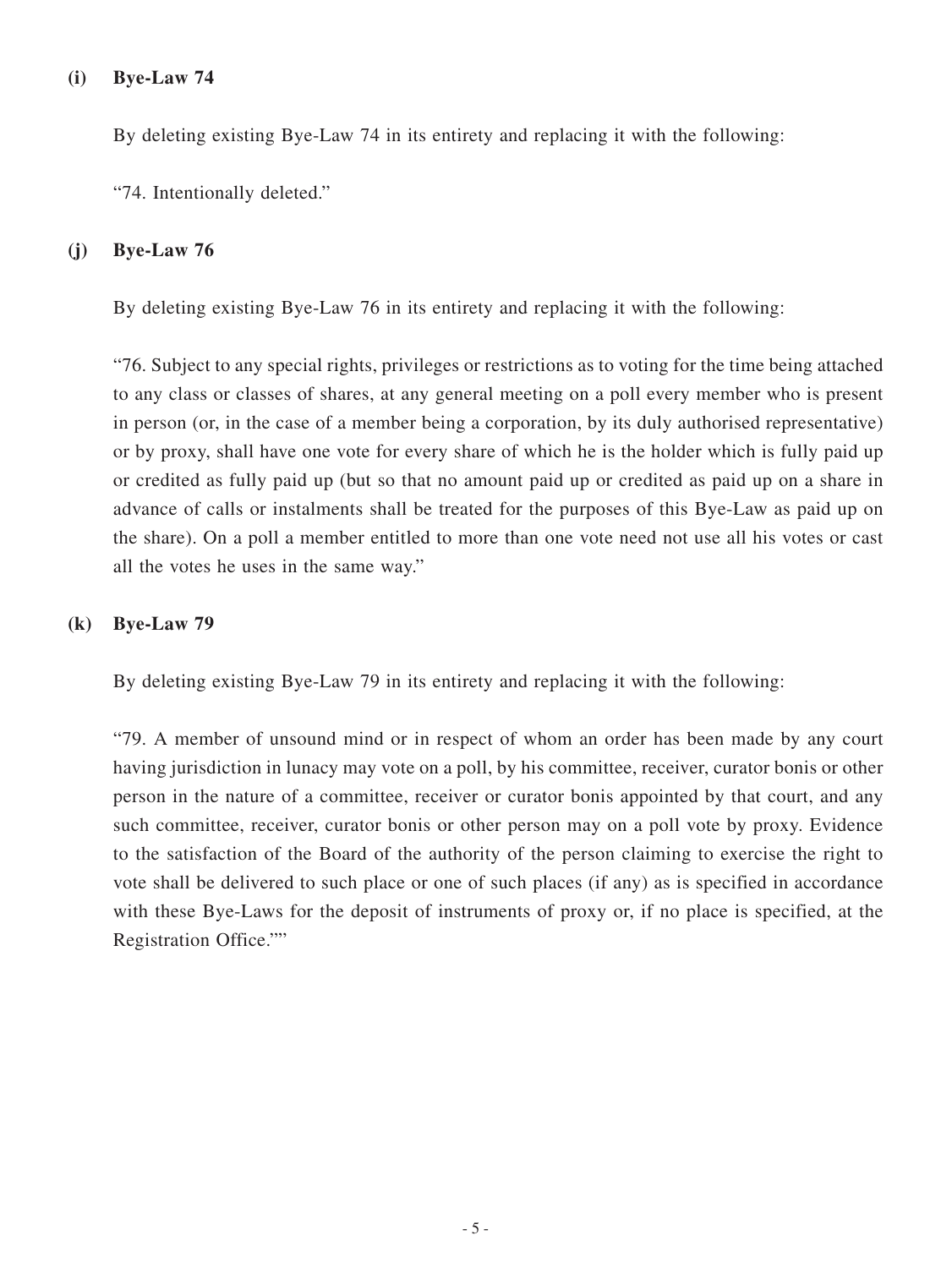**(i) Bye-Law 74**

By deleting existing Bye-Law 74 in its entirety and replacing it with the following:

"74. Intentionally deleted."

**(j) Bye-Law 76**

By deleting existing Bye-Law 76 in its entirety and replacing it with the following:

"76. Subject to any special rights, privileges or restrictions as to voting for the time being attached to any class or classes of shares, at any general meeting on a poll every member who is present in person (or, in the case of a member being a corporation, by its duly authorised representative) or by proxy, shall have one vote for every share of which he is the holder which is fully paid up or credited as fully paid up (but so that no amount paid up or credited as paid up on a share in advance of calls or instalments shall be treated for the purposes of this Bye-Law as paid up on the share). On a poll a member entitled to more than one vote need not use all his votes or cast all the votes he uses in the same way."

**(k) Bye-Law 79**

By deleting existing Bye-Law 79 in its entirety and replacing it with the following:

"79. A member of unsound mind or in respect of whom an order has been made by any court having jurisdiction in lunacy may vote on a poll, by his committee, receiver, curator bonis or other person in the nature of a committee, receiver or curator bonis appointed by that court, and any such committee, receiver, curator bonis or other person may on a poll vote by proxy. Evidence to the satisfaction of the Board of the authority of the person claiming to exercise the right to vote shall be delivered to such place or one of such places (if any) as is specified in accordance with these Bye-Laws for the deposit of instruments of proxy or, if no place is specified, at the Registration Office.""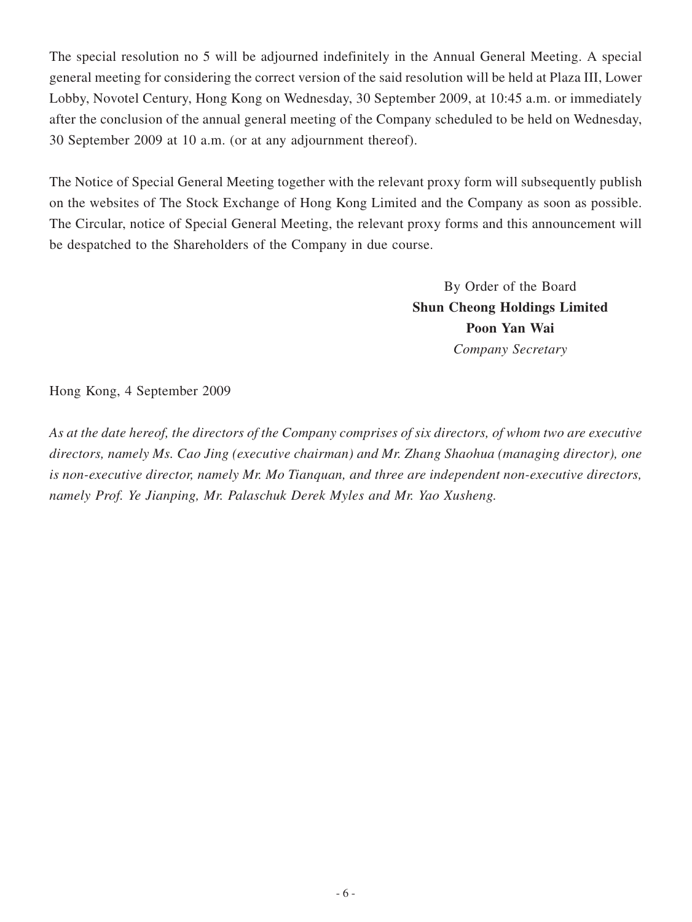The special resolution no 5 will be adjourned indefinitely in the Annual General Meeting. A special general meeting for considering the correct version of the said resolution will be held at Plaza III, Lower Lobby, Novotel Century, Hong Kong on Wednesday, 30 September 2009, at 10:45 a.m. or immediately after the conclusion of the annual general meeting of the Company scheduled to be held on Wednesday, 30 September 2009 at 10 a.m. (or at any adjournment thereof).

The Notice of Special General Meeting together with the relevant proxy form will subsequently publish on the websites of The Stock Exchange of Hong Kong Limited and the Company as soon as possible. The Circular, notice of Special General Meeting, the relevant proxy forms and this announcement will be despatched to the Shareholders of the Company in due course.

By Order of the Board
**Shun Cheong Holdings Limited**
**Poon Yan Wai**
*Company Secretary*

Hong Kong, 4 September 2009

*As at the date hereof, the directors of the Company comprises of six directors, of whom two are executive directors, namely Ms. Cao Jing (executive chairman) and Mr. Zhang Shaohua (managing director), one is non-executive director, namely Mr. Mo Tianquan, and three are independent non-executive directors, namely Prof. Ye Jianping, Mr. Palaschuk Derek Myles and Mr. Yao Xusheng.*